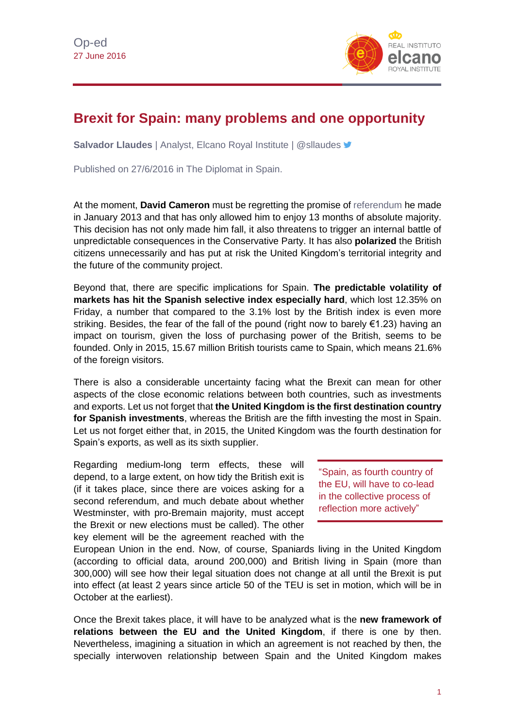Op-ed
27 June 2016

# Brexit for Spain: many problems and one opportunity

**Salvador Llaudes** | Analyst, Elcano Royal Institute | @sllaudes

Published on 27/6/2016 in The Diplomat in Spain.

At the moment, **David Cameron** must be regretting the promise of referendum he made in January 2013 and that has only allowed him to enjoy 13 months of absolute majority. This decision has not only made him fall, it also threatens to trigger an internal battle of unpredictable consequences in the Conservative Party. It has also **polarized** the British citizens unnecessarily and has put at risk the United Kingdom's territorial integrity and the future of the community project.

Beyond that, there are specific implications for Spain. **The predictable volatility of markets has hit the Spanish selective index especially hard**, which lost 12.35% on Friday, a number that compared to the 3.1% lost by the British index is even more striking. Besides, the fear of the fall of the pound (right now to barely €1.23) having an impact on tourism, given the loss of purchasing power of the British, seems to be founded. Only in 2015, 15.67 million British tourists came to Spain, which means 21.6% of the foreign visitors.

There is also a considerable uncertainty facing what the Brexit can mean for other aspects of the close economic relations between both countries, such as investments and exports. Let us not forget that **the United Kingdom is the first destination country for Spanish investments**, whereas the British are the fifth investing the most in Spain. Let us not forget either that, in 2015, the United Kingdom was the fourth destination for Spain's exports, as well as its sixth supplier.

> "Spain, as fourth country of the EU, will have to co-lead in the collective process of reflection more actively"

Regarding medium-long term effects, these will depend, to a large extent, on how tidy the British exit is (if it takes place, since there are voices asking for a second referendum, and much debate about whether Westminster, with pro-Bremain majority, must accept the Brexit or new elections must be called). The other key element will be the agreement reached with the European Union in the end. Now, of course, Spaniards living in the United Kingdom (according to official data, around 200,000) and British living in Spain (more than 300,000) will see how their legal situation does not change at all until the Brexit is put into effect (at least 2 years since article 50 of the TEU is set in motion, which will be in October at the earliest).

Once the Brexit takes place, it will have to be analyzed what is the **new framework of relations between the EU and the United Kingdom**, if there is one by then. Nevertheless, imagining a situation in which an agreement is not reached by then, the specially interwoven relationship between Spain and the United Kingdom makes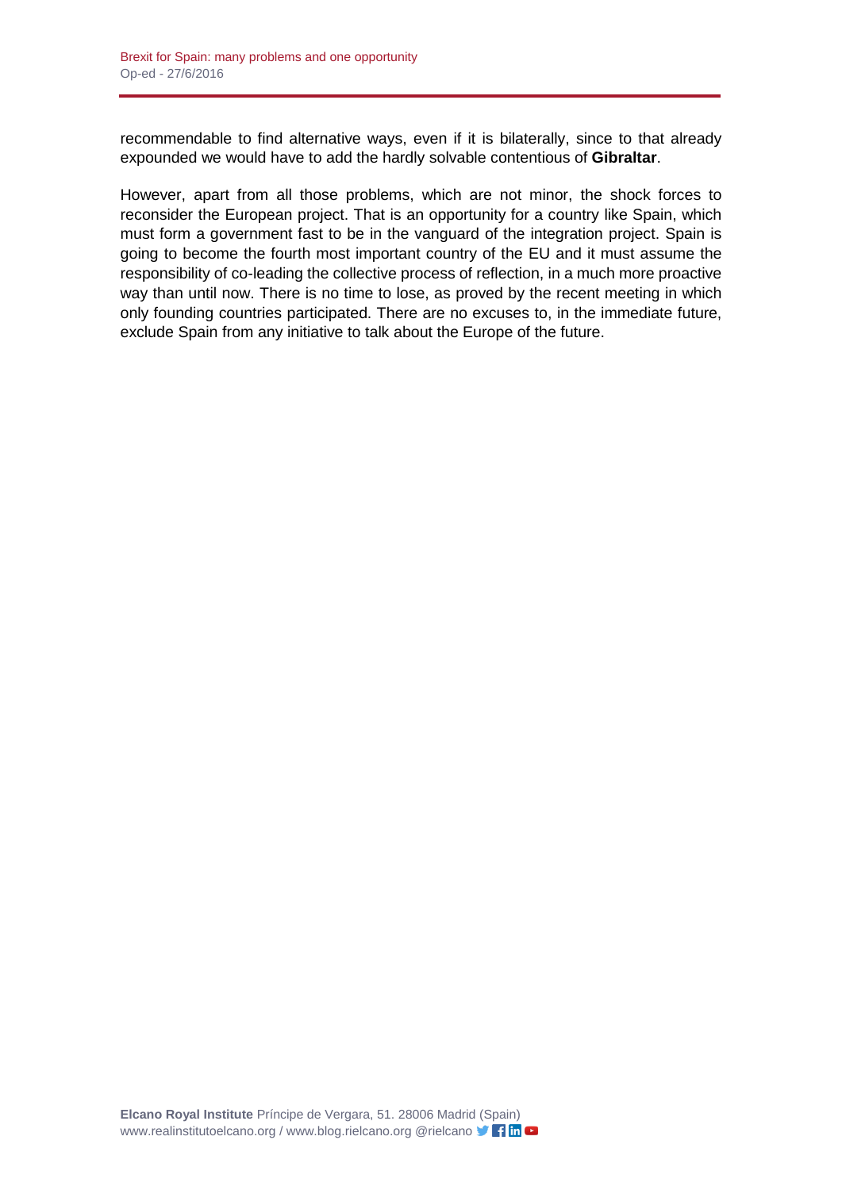recommendable to find alternative ways, even if it is bilaterally, since to that already expounded we would have to add the hardly solvable contentious of **Gibraltar**.

However, apart from all those problems, which are not minor, the shock forces to reconsider the European project. That is an opportunity for a country like Spain, which must form a government fast to be in the vanguard of the integration project. Spain is going to become the fourth most important country of the EU and it must assume the responsibility of co-leading the collective process of reflection, in a much more proactive way than until now. There is no time to lose, as proved by the recent meeting in which only founding countries participated. There are no excuses to, in the immediate future, exclude Spain from any initiative to talk about the Europe of the future.